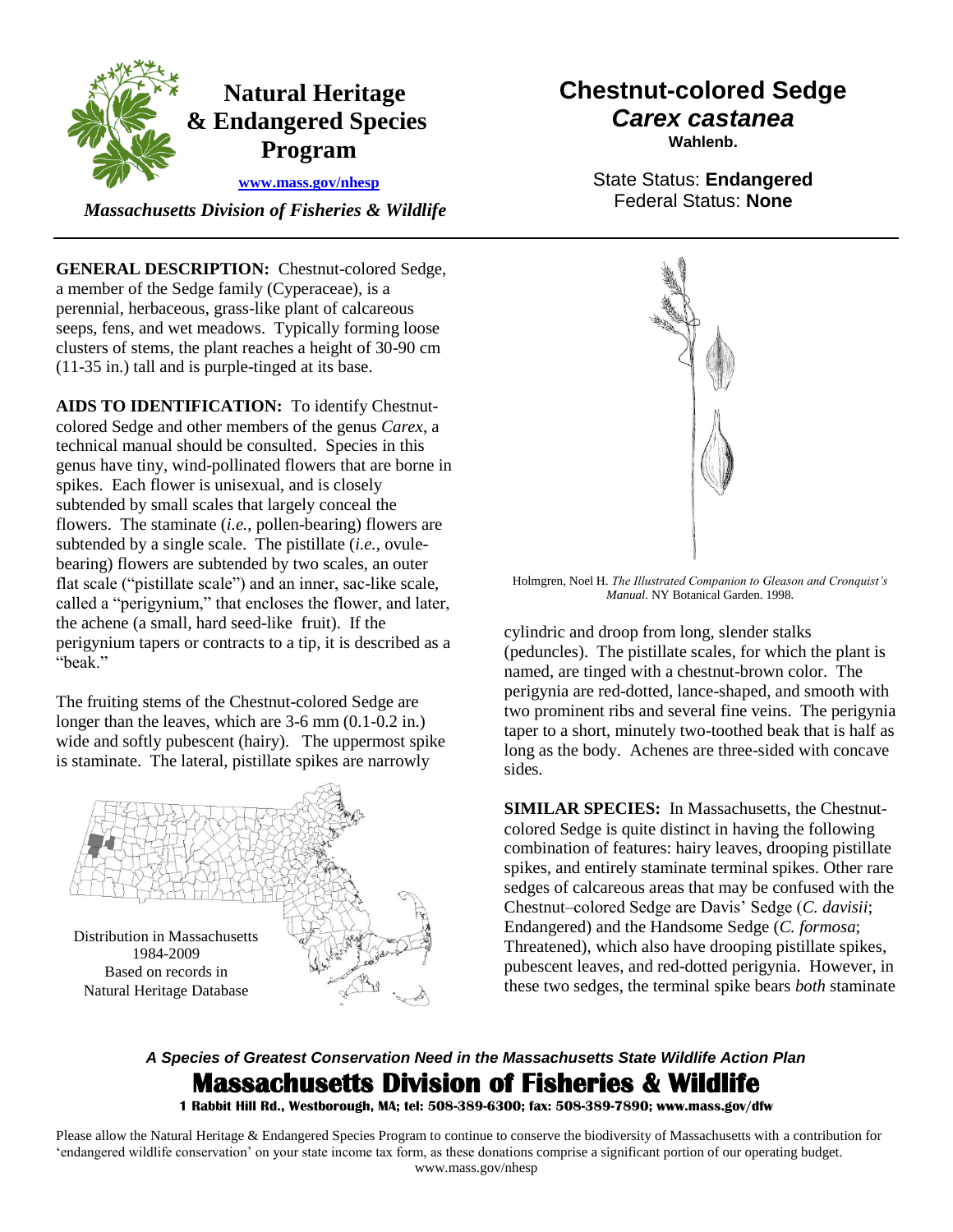# Natural Heritage & Endangered Species Program

www.mass.gov/nhesp

*Massachusetts Division of Fisheries & Wildlife*

# Chestnut-colored Sedge
## *Carex castanea*
**Wahlenb.**

State Status: **Endangered**
Federal Status: **None**

**GENERAL DESCRIPTION:** Chestnut-colored Sedge, a member of the Sedge family (Cyperaceae), is a perennial, herbaceous, grass-like plant of calcareous seeps, fens, and wet meadows. Typically forming loose clusters of stems, the plant reaches a height of 30-90 cm (11-35 in.) tall and is purple-tinged at its base.

**AIDS TO IDENTIFICATION:** To identify Chestnut-colored Sedge and other members of the genus *Carex*, a technical manual should be consulted. Species in this genus have tiny, wind-pollinated flowers that are borne in spikes. Each flower is unisexual, and is closely subtended by small scales that largely conceal the flowers. The staminate (*i.e.*, pollen-bearing) flowers are subtended by a single scale. The pistillate (*i.e.*, ovule-bearing) flowers are subtended by two scales, an outer flat scale ("pistillate scale") and an inner, sac-like scale, called a "perigynium," that encloses the flower, and later, the achene (a small, hard seed-like fruit). If the perigynium tapers or contracts to a tip, it is described as a "beak."

The fruiting stems of the Chestnut-colored Sedge are longer than the leaves, which are 3-6 mm (0.1-0.2 in.) wide and softly pubescent (hairy). The uppermost spike is staminate. The lateral, pistillate spikes are narrowly cylindric and droop from long, slender stalks (peduncles). The pistillate scales, for which the plant is named, are tinged with a chestnut-brown color. The perigynia are red-dotted, lance-shaped, and smooth with two prominent ribs and several fine veins. The perigynia taper to a short, minutely two-toothed beak that is half as long as the body. Achenes are three-sided with concave sides.

Distribution in Massachusetts
1984-2009
Based on records in
Natural Heritage Database

Holmgren, Noel H. *The Illustrated Companion to Gleason and Cronquist's Manual*. NY Botanical Garden. 1998.

**SIMILAR SPECIES:** In Massachusetts, the Chestnut-colored Sedge is quite distinct in having the following combination of features: hairy leaves, drooping pistillate spikes, and entirely staminate terminal spikes. Other rare sedges of calcareous areas that may be confused with the Chestnut–colored Sedge are Davis' Sedge (*C. davisii*; Endangered) and the Handsome Sedge (*C. formosa*; Threatened), which also have drooping pistillate spikes, pubescent leaves, and red-dotted perigynia. However, in these two sedges, the terminal spike bears *both* staminate

***A Species of Greatest Conservation Need in the Massachusetts State Wildlife Action Plan***

**Massachusetts Division of Fisheries & Wildlife**
**1 Rabbit Hill Rd., Westborough, MA; tel: 508-389-6300; fax: 508-389-7890; www.mass.gov/dfw**

Please allow the Natural Heritage & Endangered Species Program to continue to conserve the biodiversity of Massachusetts with a contribution for 'endangered wildlife conservation' on your state income tax form, as these donations comprise a significant portion of our operating budget. www.mass.gov/nhesp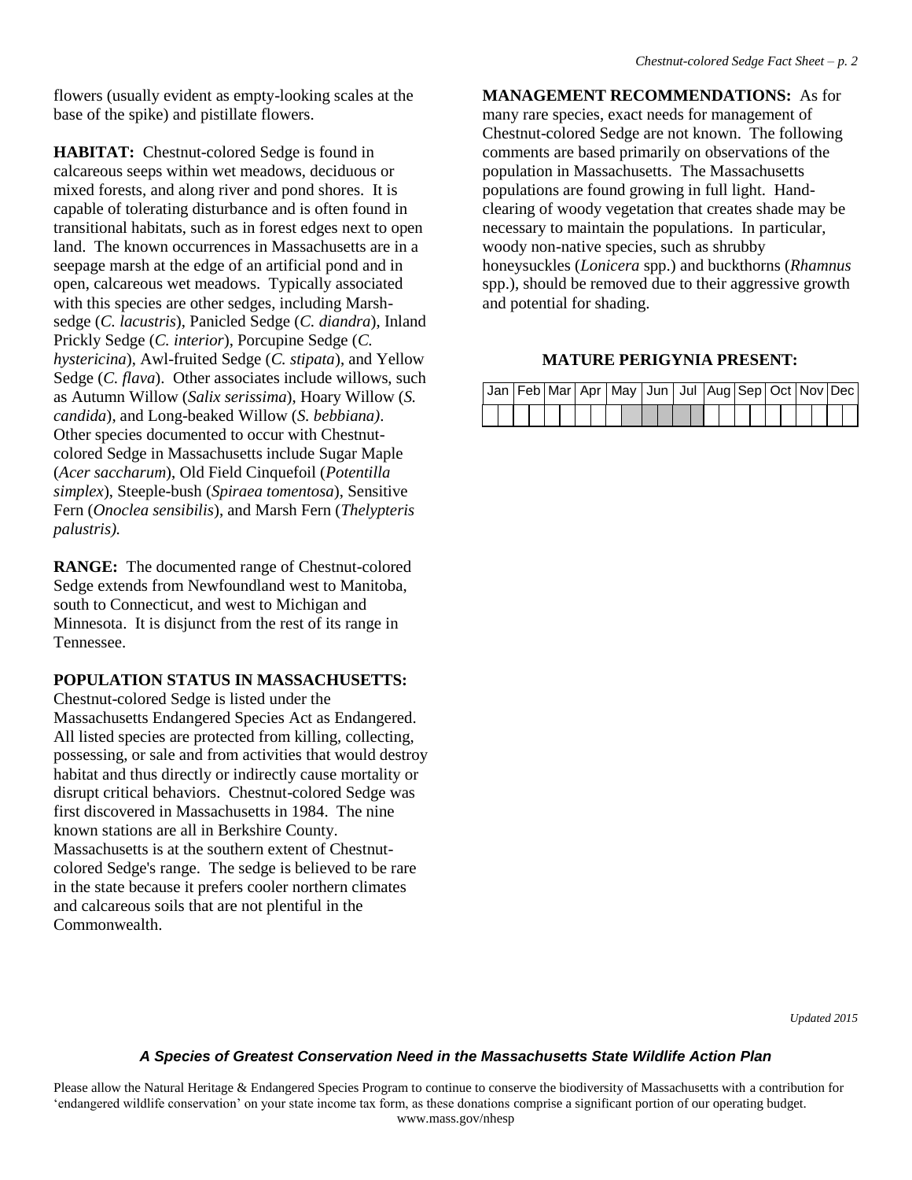flowers (usually evident as empty-looking scales at the base of the spike) and pistillate flowers.

**HABITAT:** Chestnut-colored Sedge is found in calcareous seeps within wet meadows, deciduous or mixed forests, and along river and pond shores. It is capable of tolerating disturbance and is often found in transitional habitats, such as in forest edges next to open land. The known occurrences in Massachusetts are in a seepage marsh at the edge of an artificial pond and in open, calcareous wet meadows. Typically associated with this species are other sedges, including Marsh-sedge (*C. lacustris*), Panicled Sedge (*C. diandra*), Inland Prickly Sedge (*C. interior*), Porcupine Sedge (*C. hystericina*), Awl-fruited Sedge (*C. stipata*), and Yellow Sedge (*C. flava*). Other associates include willows, such as Autumn Willow (*Salix serissima*), Hoary Willow (*S. candida*), and Long-beaked Willow (*S. bebbiana)*. Other species documented to occur with Chestnut-colored Sedge in Massachusetts include Sugar Maple (*Acer saccharum*), Old Field Cinquefoil (*Potentilla simplex*), Steeple-bush (*Spiraea tomentosa*), Sensitive Fern (*Onoclea sensibilis*), and Marsh Fern (*Thelypteris palustris).*

**RANGE:** The documented range of Chestnut-colored Sedge extends from Newfoundland west to Manitoba, south to Connecticut, and west to Michigan and Minnesota. It is disjunct from the rest of its range in Tennessee.

**POPULATION STATUS IN MASSACHUSETTS:** Chestnut-colored Sedge is listed under the Massachusetts Endangered Species Act as Endangered. All listed species are protected from killing, collecting, possessing, or sale and from activities that would destroy habitat and thus directly or indirectly cause mortality or disrupt critical behaviors. Chestnut-colored Sedge was first discovered in Massachusetts in 1984. The nine known stations are all in Berkshire County. Massachusetts is at the southern extent of Chestnut-colored Sedge's range. The sedge is believed to be rare in the state because it prefers cooler northern climates and calcareous soils that are not plentiful in the Commonwealth.

**MANAGEMENT RECOMMENDATIONS:** As for many rare species, exact needs for management of Chestnut-colored Sedge are not known. The following comments are based primarily on observations of the population in Massachusetts. The Massachusetts populations are found growing in full light. Hand-clearing of woody vegetation that creates shade may be necessary to maintain the populations. In particular, woody non-native species, such as shrubby honeysuckles (*Lonicera* spp.) and buckthorns (*Rhamnus* spp.), should be removed due to their aggressive growth and potential for shading.

**MATURE PERIGYNIA PRESENT:**

| Jan | Feb | Mar | Apr | May | Jun | Jul | Aug | Sep | Oct | Nov | Dec |
|---|---|---|---|---|---|---|---|---|---|---|---|
| | | | | | | | | | | | |

*Updated 2015*

***A Species of Greatest Conservation Need in the Massachusetts State Wildlife Action Plan***